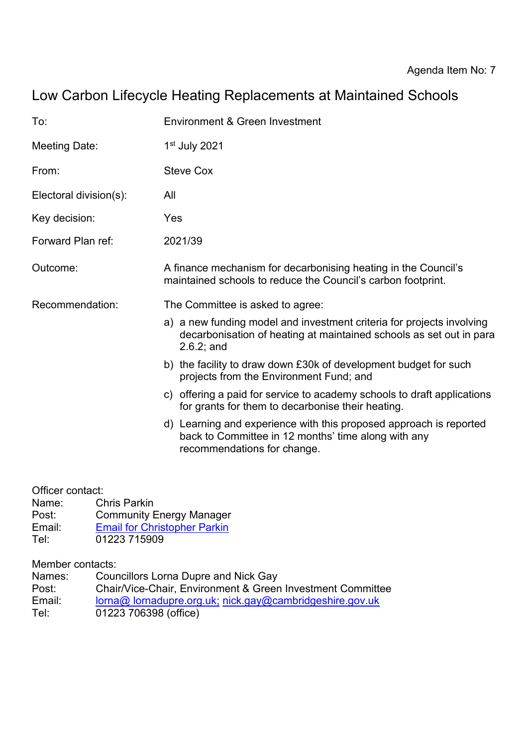Agenda Item No: 7

# Low Carbon Lifecycle Heating Replacements at Maintained Schools

To: Environment & Green Investment

Meeting Date: 1st July 2021

From: Steve Cox

Electoral division(s): All

Key decision: Yes

Forward Plan ref: 2021/39

Outcome: A finance mechanism for decarbonising heating in the Council's maintained schools to reduce the Council's carbon footprint.

Recommendation: The Committee is asked to agree:

a) a new funding model and investment criteria for projects involving decarbonisation of heating at maintained schools as set out in para 2.6.2; and

b) the facility to draw down £30k of development budget for such projects from the Environment Fund; and

c) offering a paid for service to academy schools to draft applications for grants for them to decarbonise their heating.

d) Learning and experience with this proposed approach is reported back to Committee in 12 months' time along with any recommendations for change.

Officer contact:
Name: Chris Parkin
Post: Community Energy Manager
Email: Email for Christopher Parkin
Tel: 01223 715909

Member contacts:
Names: Councillors Lorna Dupre and Nick Gay
Post: Chair/Vice-Chair, Environment & Green Investment Committee
Email: lorna@ lornadupre.org.uk; nick.gay@cambridgeshire.gov.uk
Tel: 01223 706398 (office)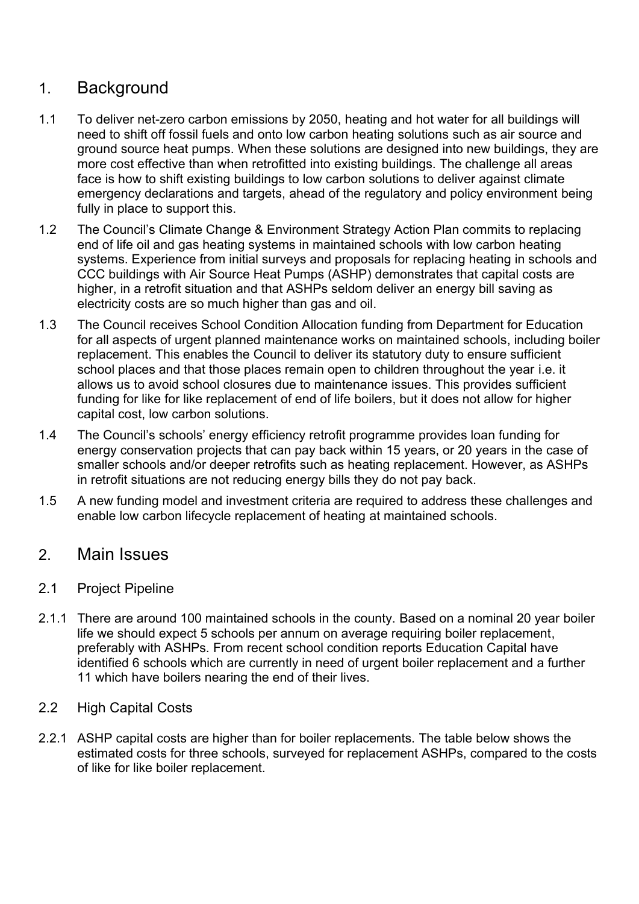## 1. Background

1.1 To deliver net-zero carbon emissions by 2050, heating and hot water for all buildings will need to shift off fossil fuels and onto low carbon heating solutions such as air source and ground source heat pumps. When these solutions are designed into new buildings, they are more cost effective than when retrofitted into existing buildings. The challenge all areas face is how to shift existing buildings to low carbon solutions to deliver against climate emergency declarations and targets, ahead of the regulatory and policy environment being fully in place to support this.

1.2 The Council's Climate Change & Environment Strategy Action Plan commits to replacing end of life oil and gas heating systems in maintained schools with low carbon heating systems. Experience from initial surveys and proposals for replacing heating in schools and CCC buildings with Air Source Heat Pumps (ASHP) demonstrates that capital costs are higher, in a retrofit situation and that ASHPs seldom deliver an energy bill saving as electricity costs are so much higher than gas and oil.

1.3 The Council receives School Condition Allocation funding from Department for Education for all aspects of urgent planned maintenance works on maintained schools, including boiler replacement. This enables the Council to deliver its statutory duty to ensure sufficient school places and that those places remain open to children throughout the year i.e. it allows us to avoid school closures due to maintenance issues. This provides sufficient funding for like for like replacement of end of life boilers, but it does not allow for higher capital cost, low carbon solutions.

1.4 The Council's schools' energy efficiency retrofit programme provides loan funding for energy conservation projects that can pay back within 15 years, or 20 years in the case of smaller schools and/or deeper retrofits such as heating replacement. However, as ASHPs in retrofit situations are not reducing energy bills they do not pay back.

1.5 A new funding model and investment criteria are required to address these challenges and enable low carbon lifecycle replacement of heating at maintained schools.

## 2. Main Issues

### 2.1 Project Pipeline

2.1.1 There are around 100 maintained schools in the county. Based on a nominal 20 year boiler life we should expect 5 schools per annum on average requiring boiler replacement, preferably with ASHPs. From recent school condition reports Education Capital have identified 6 schools which are currently in need of urgent boiler replacement and a further 11 which have boilers nearing the end of their lives.

### 2.2 High Capital Costs

2.2.1 ASHP capital costs are higher than for boiler replacements. The table below shows the estimated costs for three schools, surveyed for replacement ASHPs, compared to the costs of like for like boiler replacement.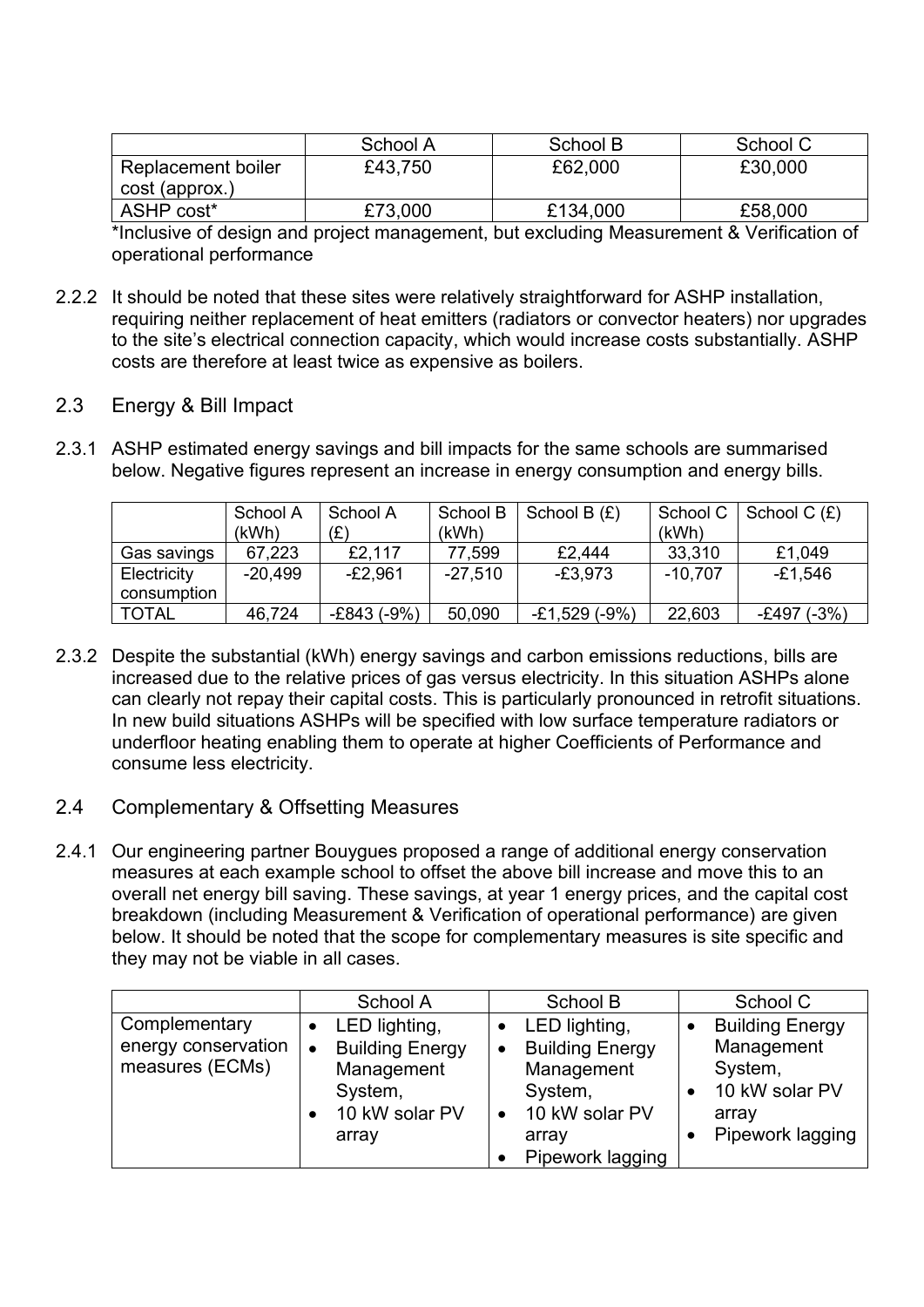| | School A | School B | School C |
|---|---|---|---|
| Replacement boiler cost (approx.) | £43,750 | £62,000 | £30,000 |
| ASHP cost* | £73,000 | £134,000 | £58,000 |

*Inclusive of design and project management, but excluding Measurement & Verification of operational performance

2.2.2 It should be noted that these sites were relatively straightforward for ASHP installation, requiring neither replacement of heat emitters (radiators or convector heaters) nor upgrades to the site's electrical connection capacity, which would increase costs substantially. ASHP costs are therefore at least twice as expensive as boilers.

## 2.3 Energy & Bill Impact

2.3.1 ASHP estimated energy savings and bill impacts for the same schools are summarised below. Negative figures represent an increase in energy consumption and energy bills.

| | School A (kWh) | School A (£) | School B (kWh) | School B (£) | School C (kWh) | School C (£) |
|---|---|---|---|---|---|---|
| Gas savings | 67,223 | £2,117 | 77,599 | £2,444 | 33,310 | £1,049 |
| Electricity consumption | -20,499 | -£2,961 | -27,510 | -£3,973 | -10,707 | -£1,546 |
| TOTAL | 46,724 | -£843 (-9%) | 50,090 | -£1,529 (-9%) | 22,603 | -£497 (-3%) |

2.3.2 Despite the substantial (kWh) energy savings and carbon emissions reductions, bills are increased due to the relative prices of gas versus electricity. In this situation ASHPs alone can clearly not repay their capital costs. This is particularly pronounced in retrofit situations. In new build situations ASHPs will be specified with low surface temperature radiators or underfloor heating enabling them to operate at higher Coefficients of Performance and consume less electricity.

## 2.4 Complementary & Offsetting Measures

2.4.1 Our engineering partner Bouygues proposed a range of additional energy conservation measures at each example school to offset the above bill increase and move this to an overall net energy bill saving. These savings, at year 1 energy prices, and the capital cost breakdown (including Measurement & Verification of operational performance) are given below. It should be noted that the scope for complementary measures is site specific and they may not be viable in all cases.

| | School A | School B | School C |
|---|---|---|---|
| Complementary energy conservation measures (ECMs) | • LED lighting,<br>• Building Energy Management System,<br>• 10 kW solar PV array | • LED lighting,<br>• Building Energy Management System,<br>• 10 kW solar PV array<br>• Pipework lagging | • Building Energy Management System,<br>• 10 kW solar PV array<br>• Pipework lagging |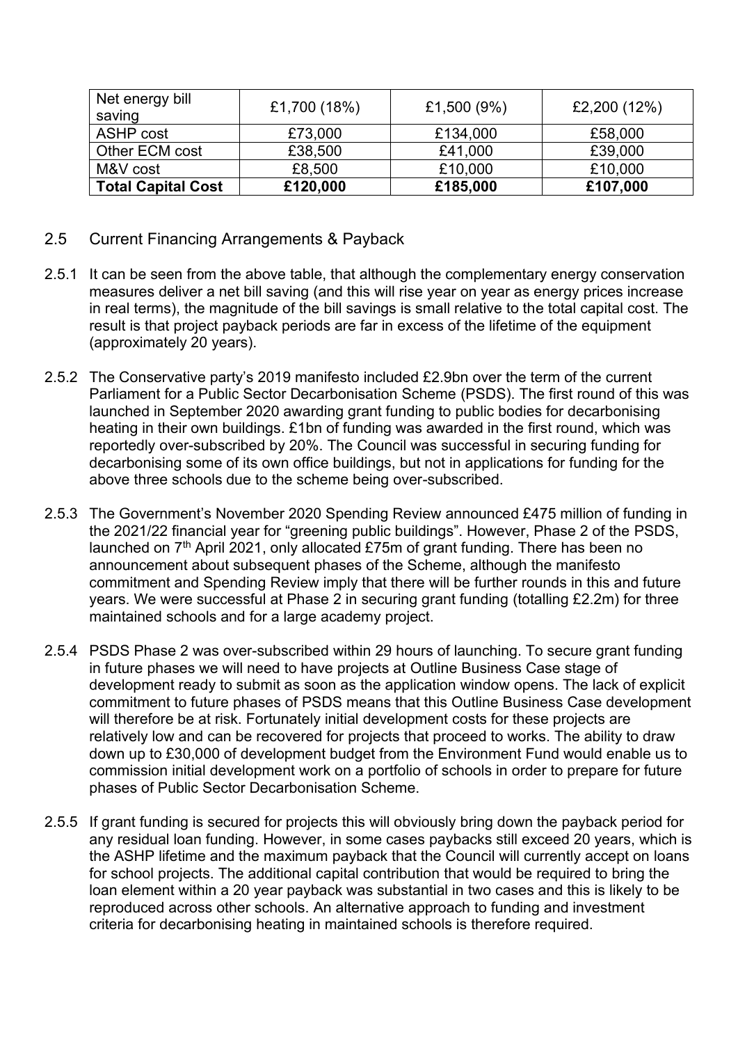| Net energy bill saving | £1,700 (18%) | £1,500 (9%) | £2,200 (12%) |
|---|---|---|---|
| ASHP cost | £73,000 | £134,000 | £58,000 |
| Other ECM cost | £38,500 | £41,000 | £39,000 |
| M&V cost | £8,500 | £10,000 | £10,000 |
| **Total Capital Cost** | **£120,000** | **£185,000** | **£107,000** |

## 2.5 Current Financing Arrangements & Payback

2.5.1 It can be seen from the above table, that although the complementary energy conservation measures deliver a net bill saving (and this will rise year on year as energy prices increase in real terms), the magnitude of the bill savings is small relative to the total capital cost. The result is that project payback periods are far in excess of the lifetime of the equipment (approximately 20 years).

2.5.2 The Conservative party's 2019 manifesto included £2.9bn over the term of the current Parliament for a Public Sector Decarbonisation Scheme (PSDS). The first round of this was launched in September 2020 awarding grant funding to public bodies for decarbonising heating in their own buildings. £1bn of funding was awarded in the first round, which was reportedly over-subscribed by 20%. The Council was successful in securing funding for decarbonising some of its own office buildings, but not in applications for funding for the above three schools due to the scheme being over-subscribed.

2.5.3 The Government's November 2020 Spending Review announced £475 million of funding in the 2021/22 financial year for "greening public buildings". However, Phase 2 of the PSDS, launched on 7th April 2021, only allocated £75m of grant funding. There has been no announcement about subsequent phases of the Scheme, although the manifesto commitment and Spending Review imply that there will be further rounds in this and future years. We were successful at Phase 2 in securing grant funding (totalling £2.2m) for three maintained schools and for a large academy project.

2.5.4 PSDS Phase 2 was over-subscribed within 29 hours of launching. To secure grant funding in future phases we will need to have projects at Outline Business Case stage of development ready to submit as soon as the application window opens. The lack of explicit commitment to future phases of PSDS means that this Outline Business Case development will therefore be at risk. Fortunately initial development costs for these projects are relatively low and can be recovered for projects that proceed to works. The ability to draw down up to £30,000 of development budget from the Environment Fund would enable us to commission initial development work on a portfolio of schools in order to prepare for future phases of Public Sector Decarbonisation Scheme.

2.5.5 If grant funding is secured for projects this will obviously bring down the payback period for any residual loan funding. However, in some cases paybacks still exceed 20 years, which is the ASHP lifetime and the maximum payback that the Council will currently accept on loans for school projects. The additional capital contribution that would be required to bring the loan element within a 20 year payback was substantial in two cases and this is likely to be reproduced across other schools. An alternative approach to funding and investment criteria for decarbonising heating in maintained schools is therefore required.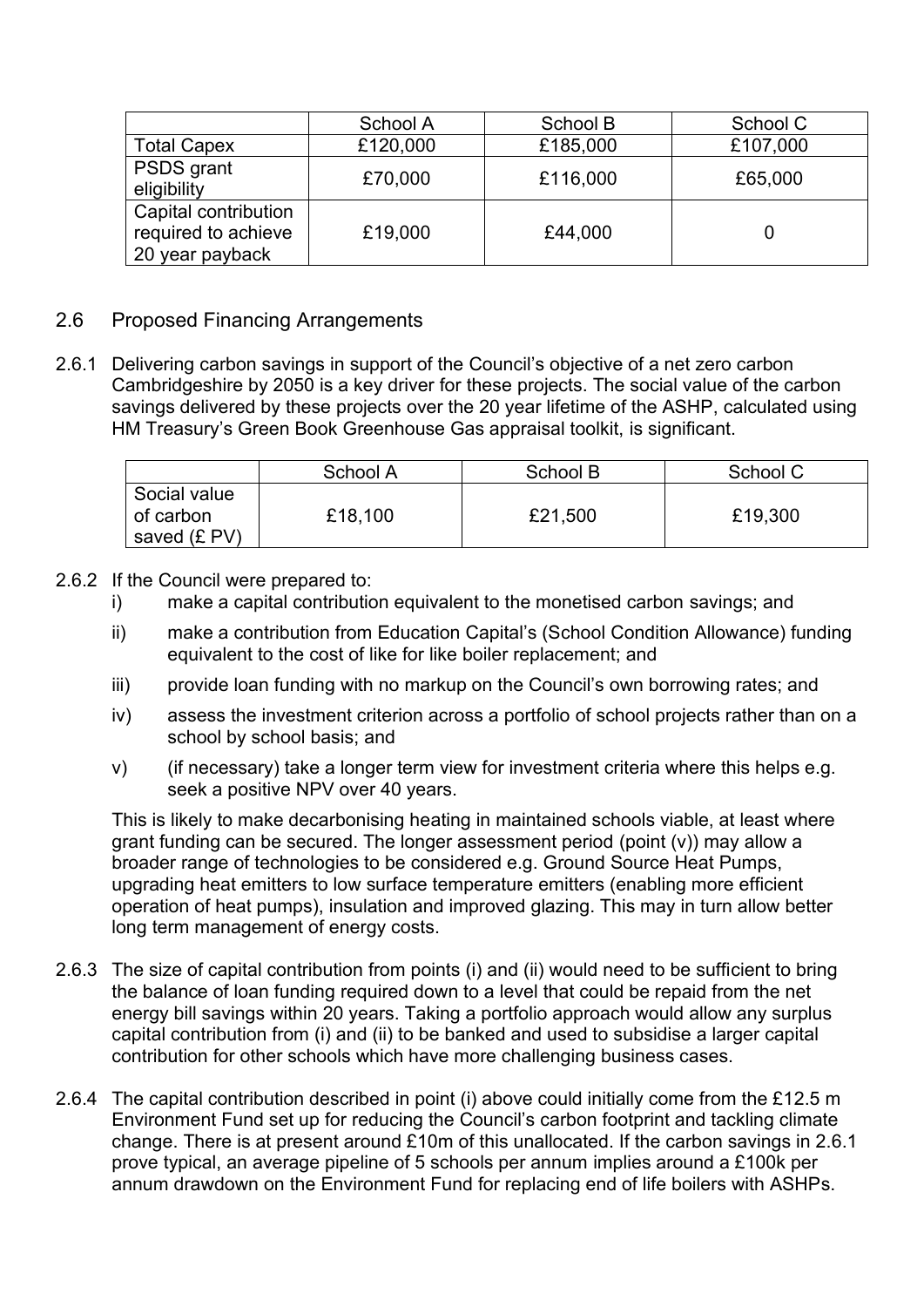| | School A | School B | School C |
|---|---|---|---|
| Total Capex | £120,000 | £185,000 | £107,000 |
| PSDS grant eligibility | £70,000 | £116,000 | £65,000 |
| Capital contribution required to achieve 20 year payback | £19,000 | £44,000 | 0 |

## 2.6 Proposed Financing Arrangements

2.6.1 Delivering carbon savings in support of the Council's objective of a net zero carbon Cambridgeshire by 2050 is a key driver for these projects. The social value of the carbon savings delivered by these projects over the 20 year lifetime of the ASHP, calculated using HM Treasury's Green Book Greenhouse Gas appraisal toolkit, is significant.

| | School A | School B | School C |
|---|---|---|---|
| Social value of carbon saved (£ PV) | £18,100 | £21,500 | £19,300 |

2.6.2 If the Council were prepared to:

- i) make a capital contribution equivalent to the monetised carbon savings; and
- ii) make a contribution from Education Capital's (School Condition Allowance) funding equivalent to the cost of like for like boiler replacement; and
- iii) provide loan funding with no markup on the Council's own borrowing rates; and
- iv) assess the investment criterion across a portfolio of school projects rather than on a school by school basis; and
- v) (if necessary) take a longer term view for investment criteria where this helps e.g. seek a positive NPV over 40 years.

This is likely to make decarbonising heating in maintained schools viable, at least where grant funding can be secured. The longer assessment period (point (v)) may allow a broader range of technologies to be considered e.g. Ground Source Heat Pumps, upgrading heat emitters to low surface temperature emitters (enabling more efficient operation of heat pumps), insulation and improved glazing. This may in turn allow better long term management of energy costs.

2.6.3 The size of capital contribution from points (i) and (ii) would need to be sufficient to bring the balance of loan funding required down to a level that could be repaid from the net energy bill savings within 20 years. Taking a portfolio approach would allow any surplus capital contribution from (i) and (ii) to be banked and used to subsidise a larger capital contribution for other schools which have more challenging business cases.

2.6.4 The capital contribution described in point (i) above could initially come from the £12.5 m Environment Fund set up for reducing the Council's carbon footprint and tackling climate change. There is at present around £10m of this unallocated. If the carbon savings in 2.6.1 prove typical, an average pipeline of 5 schools per annum implies around a £100k per annum drawdown on the Environment Fund for replacing end of life boilers with ASHPs.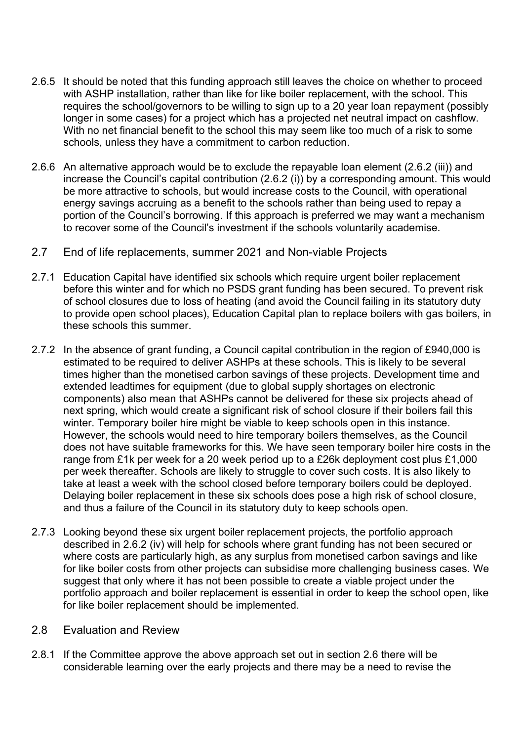2.6.5 It should be noted that this funding approach still leaves the choice on whether to proceed with ASHP installation, rather than like for like boiler replacement, with the school. This requires the school/governors to be willing to sign up to a 20 year loan repayment (possibly longer in some cases) for a project which has a projected net neutral impact on cashflow. With no net financial benefit to the school this may seem like too much of a risk to some schools, unless they have a commitment to carbon reduction.

2.6.6 An alternative approach would be to exclude the repayable loan element (2.6.2 (iii)) and increase the Council's capital contribution (2.6.2 (i)) by a corresponding amount. This would be more attractive to schools, but would increase costs to the Council, with operational energy savings accruing as a benefit to the schools rather than being used to repay a portion of the Council's borrowing. If this approach is preferred we may want a mechanism to recover some of the Council's investment if the schools voluntarily academise.

## 2.7 End of life replacements, summer 2021 and Non-viable Projects

2.7.1 Education Capital have identified six schools which require urgent boiler replacement before this winter and for which no PSDS grant funding has been secured. To prevent risk of school closures due to loss of heating (and avoid the Council failing in its statutory duty to provide open school places), Education Capital plan to replace boilers with gas boilers, in these schools this summer.

2.7.2 In the absence of grant funding, a Council capital contribution in the region of £940,000 is estimated to be required to deliver ASHPs at these schools. This is likely to be several times higher than the monetised carbon savings of these projects. Development time and extended leadtimes for equipment (due to global supply shortages on electronic components) also mean that ASHPs cannot be delivered for these six projects ahead of next spring, which would create a significant risk of school closure if their boilers fail this winter. Temporary boiler hire might be viable to keep schools open in this instance. However, the schools would need to hire temporary boilers themselves, as the Council does not have suitable frameworks for this. We have seen temporary boiler hire costs in the range from £1k per week for a 20 week period up to a £26k deployment cost plus £1,000 per week thereafter. Schools are likely to struggle to cover such costs. It is also likely to take at least a week with the school closed before temporary boilers could be deployed. Delaying boiler replacement in these six schools does pose a high risk of school closure, and thus a failure of the Council in its statutory duty to keep schools open.

2.7.3 Looking beyond these six urgent boiler replacement projects, the portfolio approach described in 2.6.2 (iv) will help for schools where grant funding has not been secured or where costs are particularly high, as any surplus from monetised carbon savings and like for like boiler costs from other projects can subsidise more challenging business cases. We suggest that only where it has not been possible to create a viable project under the portfolio approach and boiler replacement is essential in order to keep the school open, like for like boiler replacement should be implemented.

## 2.8 Evaluation and Review

2.8.1 If the Committee approve the above approach set out in section 2.6 there will be considerable learning over the early projects and there may be a need to revise the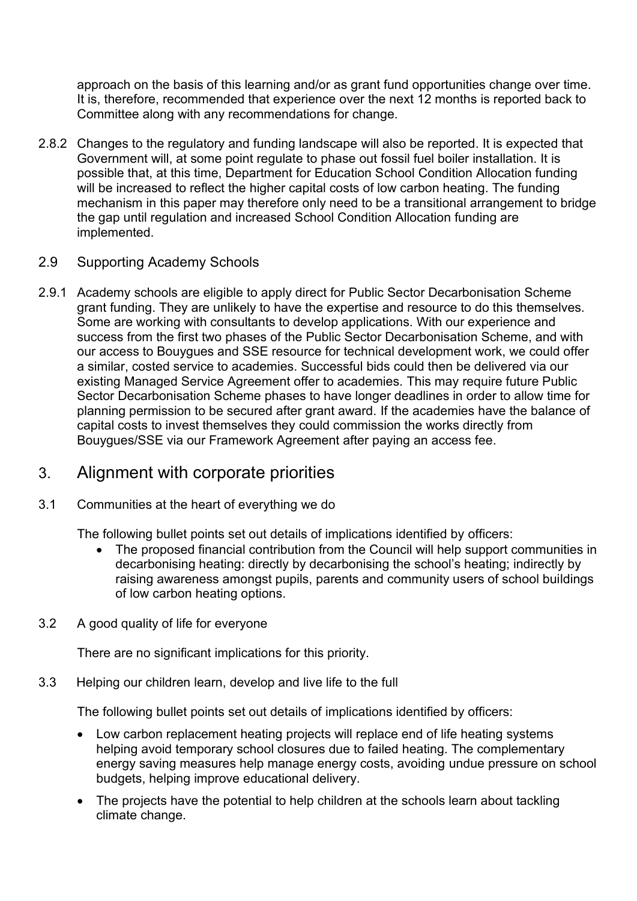approach on the basis of this learning and/or as grant fund opportunities change over time. It is, therefore, recommended that experience over the next 12 months is reported back to Committee along with any recommendations for change.

2.8.2 Changes to the regulatory and funding landscape will also be reported. It is expected that Government will, at some point regulate to phase out fossil fuel boiler installation. It is possible that, at this time, Department for Education School Condition Allocation funding will be increased to reflect the higher capital costs of low carbon heating. The funding mechanism in this paper may therefore only need to be a transitional arrangement to bridge the gap until regulation and increased School Condition Allocation funding are implemented.

2.9 Supporting Academy Schools

2.9.1 Academy schools are eligible to apply direct for Public Sector Decarbonisation Scheme grant funding. They are unlikely to have the expertise and resource to do this themselves. Some are working with consultants to develop applications. With our experience and success from the first two phases of the Public Sector Decarbonisation Scheme, and with our access to Bouygues and SSE resource for technical development work, we could offer a similar, costed service to academies. Successful bids could then be delivered via our existing Managed Service Agreement offer to academies. This may require future Public Sector Decarbonisation Scheme phases to have longer deadlines in order to allow time for planning permission to be secured after grant award. If the academies have the balance of capital costs to invest themselves they could commission the works directly from Bouygues/SSE via our Framework Agreement after paying an access fee.

## 3. Alignment with corporate priorities

3.1 Communities at the heart of everything we do

The following bullet points set out details of implications identified by officers:

- The proposed financial contribution from the Council will help support communities in decarbonising heating: directly by decarbonising the school's heating; indirectly by raising awareness amongst pupils, parents and community users of school buildings of low carbon heating options.

3.2 A good quality of life for everyone

There are no significant implications for this priority.

3.3 Helping our children learn, develop and live life to the full

The following bullet points set out details of implications identified by officers:

- Low carbon replacement heating projects will replace end of life heating systems helping avoid temporary school closures due to failed heating. The complementary energy saving measures help manage energy costs, avoiding undue pressure on school budgets, helping improve educational delivery.
- The projects have the potential to help children at the schools learn about tackling climate change.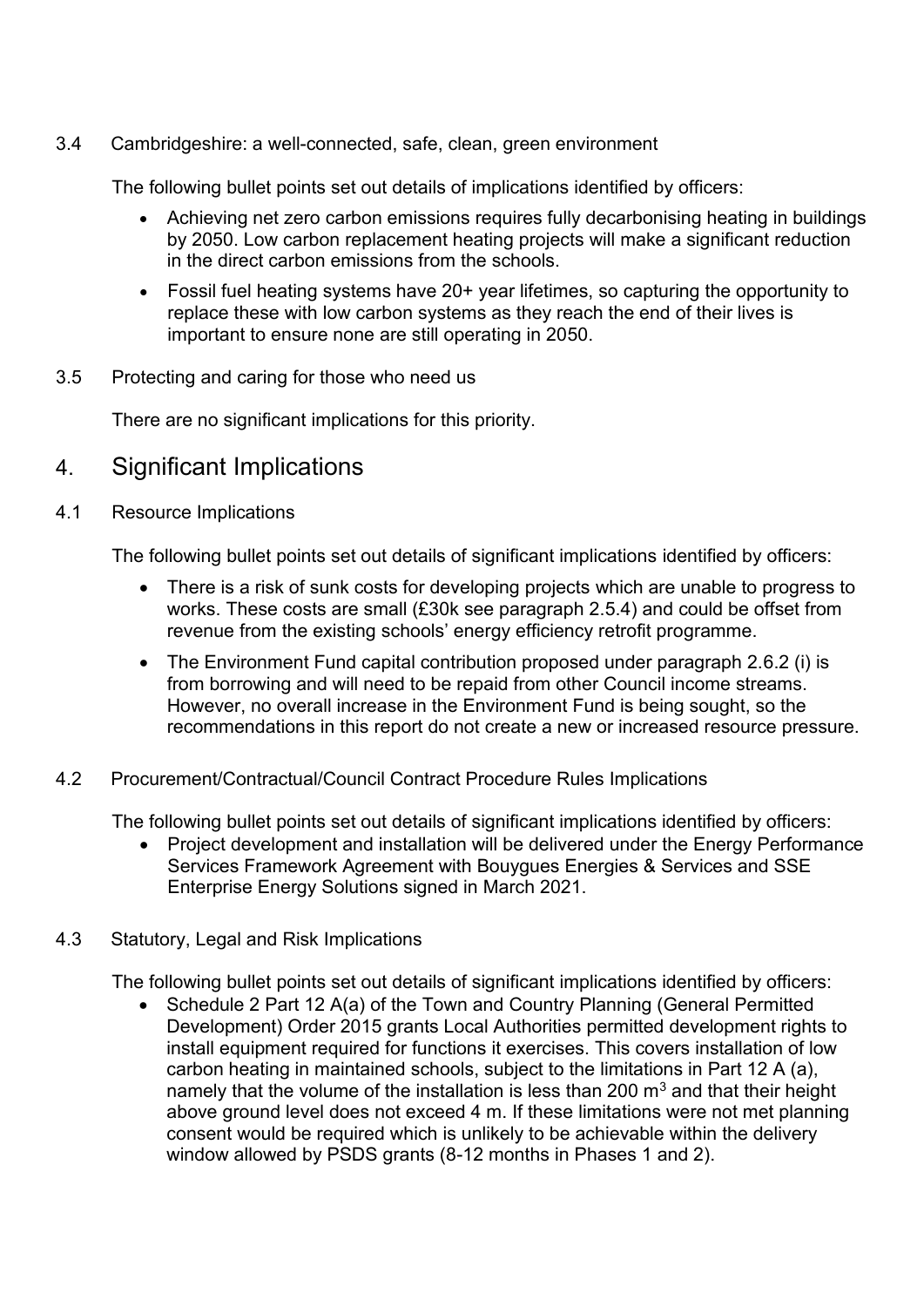3.4 Cambridgeshire: a well-connected, safe, clean, green environment

The following bullet points set out details of implications identified by officers:

- Achieving net zero carbon emissions requires fully decarbonising heating in buildings by 2050. Low carbon replacement heating projects will make a significant reduction in the direct carbon emissions from the schools.
- Fossil fuel heating systems have 20+ year lifetimes, so capturing the opportunity to replace these with low carbon systems as they reach the end of their lives is important to ensure none are still operating in 2050.

3.5 Protecting and caring for those who need us

There are no significant implications for this priority.

## 4. Significant Implications

4.1 Resource Implications

The following bullet points set out details of significant implications identified by officers:

- There is a risk of sunk costs for developing projects which are unable to progress to works. These costs are small (£30k see paragraph 2.5.4) and could be offset from revenue from the existing schools' energy efficiency retrofit programme.
- The Environment Fund capital contribution proposed under paragraph 2.6.2 (i) is from borrowing and will need to be repaid from other Council income streams. However, no overall increase in the Environment Fund is being sought, so the recommendations in this report do not create a new or increased resource pressure.

4.2 Procurement/Contractual/Council Contract Procedure Rules Implications

The following bullet points set out details of significant implications identified by officers:

- Project development and installation will be delivered under the Energy Performance Services Framework Agreement with Bouygues Energies & Services and SSE Enterprise Energy Solutions signed in March 2021.

4.3 Statutory, Legal and Risk Implications

The following bullet points set out details of significant implications identified by officers:

- Schedule 2 Part 12 A(a) of the Town and Country Planning (General Permitted Development) Order 2015 grants Local Authorities permitted development rights to install equipment required for functions it exercises. This covers installation of low carbon heating in maintained schools, subject to the limitations in Part 12 A (a), namely that the volume of the installation is less than 200 $m^3$ and that their height above ground level does not exceed 4 m. If these limitations were not met planning consent would be required which is unlikely to be achievable within the delivery window allowed by PSDS grants (8-12 months in Phases 1 and 2).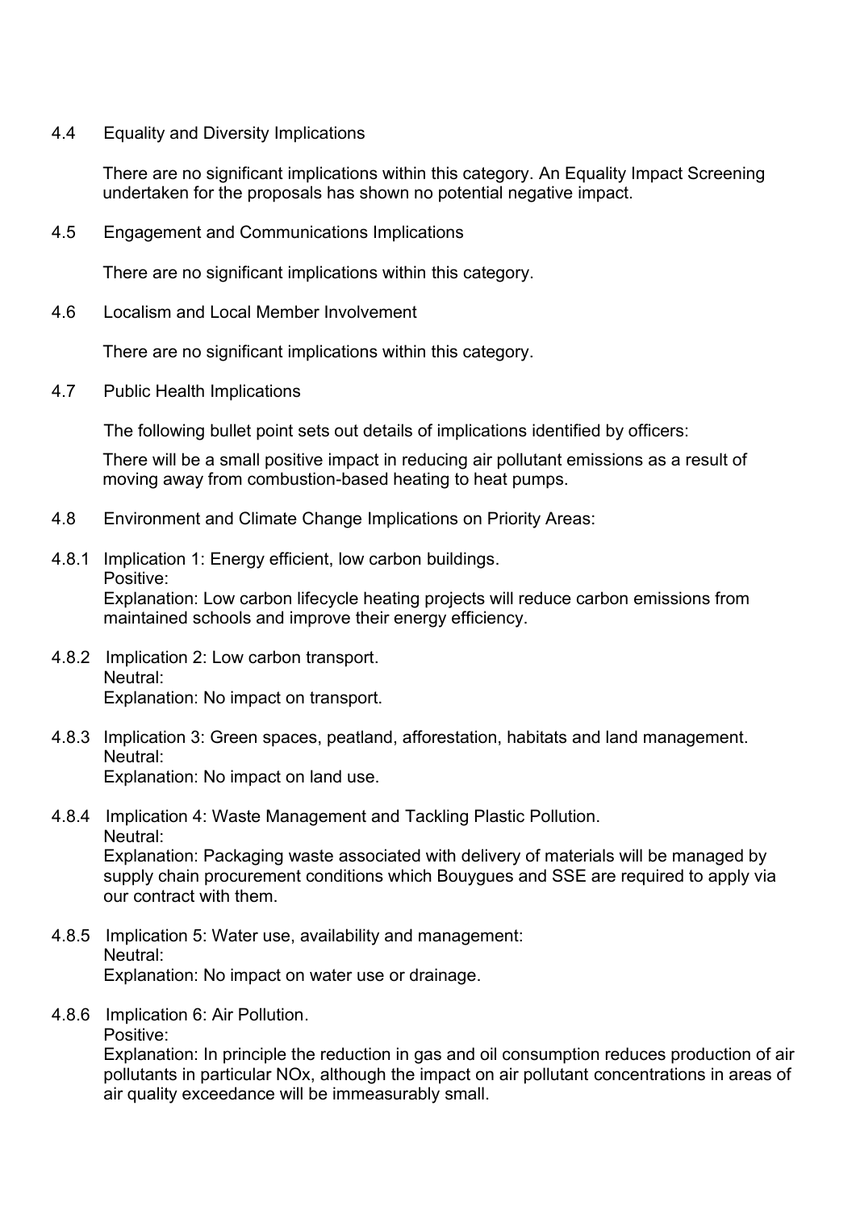4.4 Equality and Diversity Implications

There are no significant implications within this category. An Equality Impact Screening undertaken for the proposals has shown no potential negative impact.

4.5 Engagement and Communications Implications

There are no significant implications within this category.

4.6 Localism and Local Member Involvement

There are no significant implications within this category.

4.7 Public Health Implications

The following bullet point sets out details of implications identified by officers:

There will be a small positive impact in reducing air pollutant emissions as a result of moving away from combustion-based heating to heat pumps.

4.8 Environment and Climate Change Implications on Priority Areas:

4.8.1 Implication 1: Energy efficient, low carbon buildings.
Positive:
Explanation: Low carbon lifecycle heating projects will reduce carbon emissions from maintained schools and improve their energy efficiency.

4.8.2 Implication 2: Low carbon transport.
Neutral:
Explanation: No impact on transport.

4.8.3 Implication 3: Green spaces, peatland, afforestation, habitats and land management.
Neutral:
Explanation: No impact on land use.

4.8.4 Implication 4: Waste Management and Tackling Plastic Pollution.
Neutral:
Explanation: Packaging waste associated with delivery of materials will be managed by supply chain procurement conditions which Bouygues and SSE are required to apply via our contract with them.

4.8.5 Implication 5: Water use, availability and management:
Neutral:
Explanation: No impact on water use or drainage.

4.8.6 Implication 6: Air Pollution.
Positive:
Explanation: In principle the reduction in gas and oil consumption reduces production of air pollutants in particular NOx, although the impact on air pollutant concentrations in areas of air quality exceedance will be immeasurably small.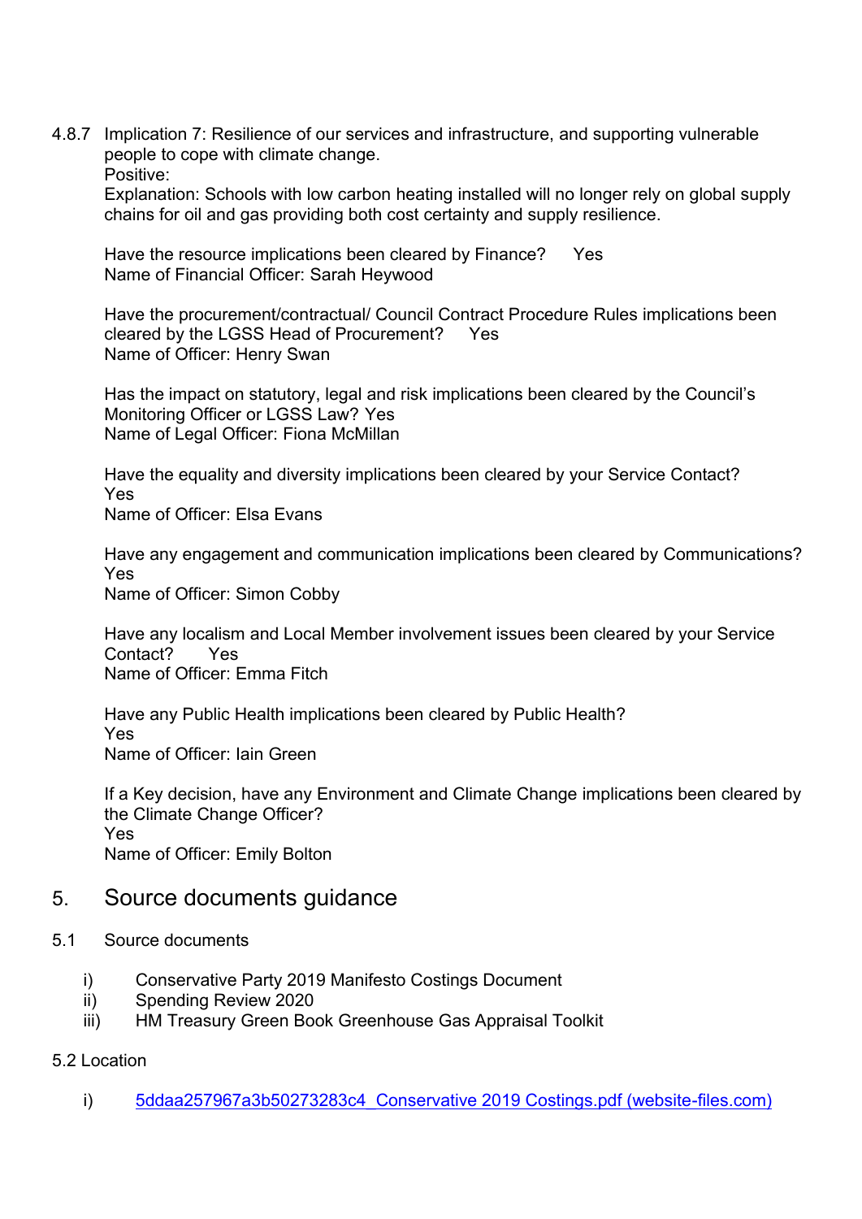4.8.7 Implication 7: Resilience of our services and infrastructure, and supporting vulnerable people to cope with climate change.
Positive:
Explanation: Schools with low carbon heating installed will no longer rely on global supply chains for oil and gas providing both cost certainty and supply resilience.

Have the resource implications been cleared by Finance? Yes
Name of Financial Officer: Sarah Heywood

Have the procurement/contractual/ Council Contract Procedure Rules implications been cleared by the LGSS Head of Procurement? Yes
Name of Officer: Henry Swan

Has the impact on statutory, legal and risk implications been cleared by the Council's Monitoring Officer or LGSS Law? Yes
Name of Legal Officer: Fiona McMillan

Have the equality and diversity implications been cleared by your Service Contact?
Yes
Name of Officer: Elsa Evans

Have any engagement and communication implications been cleared by Communications?
Yes
Name of Officer: Simon Cobby

Have any localism and Local Member involvement issues been cleared by your Service Contact? Yes
Name of Officer: Emma Fitch

Have any Public Health implications been cleared by Public Health?
Yes
Name of Officer: Iain Green

If a Key decision, have any Environment and Climate Change implications been cleared by the Climate Change Officer?
Yes
Name of Officer: Emily Bolton

## 5. Source documents guidance

### 5.1 Source documents

i) Conservative Party 2019 Manifesto Costings Document
ii) Spending Review 2020
iii) HM Treasury Green Book Greenhouse Gas Appraisal Toolkit

### 5.2 Location

i) 5ddaa257967a3b50273283c4_Conservative 2019 Costings.pdf (website-files.com)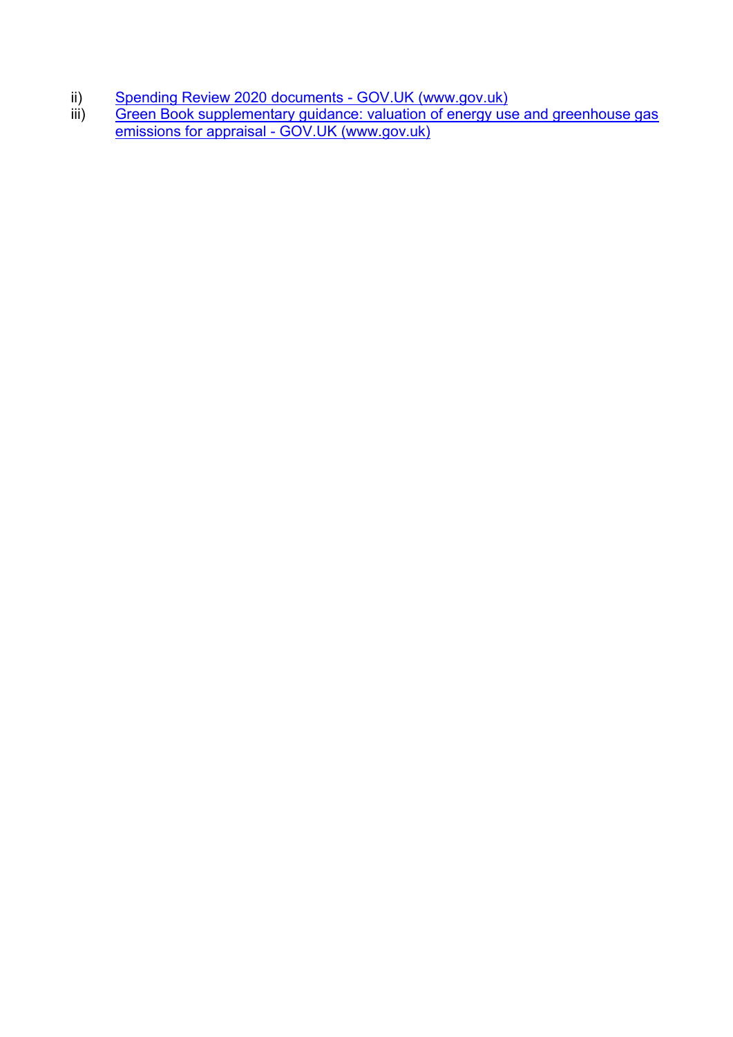ii) [Spending Review 2020 documents - GOV.UK (www.gov.uk)]

iii) [Green Book supplementary guidance: valuation of energy use and greenhouse gas emissions for appraisal - GOV.UK (www.gov.uk)]